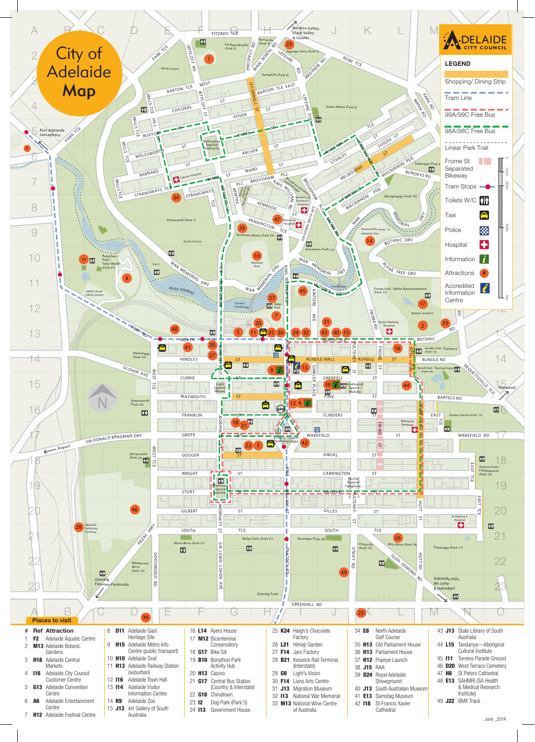# City of Adelaide Map

**ADELAIDE CITY COUNCIL**

## LEGEND

- Shopping/ Dining Strip
- Tram Line
- 99A/99C Free Bus
- 98A/98C Free Bus
- Linear Park Trail
- Frome St Separated Bikeway
- Tram Stops
- Toilets W/C
- Taxi
- Police
- Hospital
- Information
- Attractions
- Accredited Information Centre

## Places to visit

| # | Ref | Attraction |
|---|---|---|
| 1 | F2 | Adelaide Aquatic Centre |
| 2 | M13 | Adelaide Botanic Gardens |
| 3 | H18 | Adelaide Central Markets |
| 4 | I16 | Adelaide City Council Customer Centre |
| 5 | G13 | Adelaide Convention Centre |
| 6 | A6 | Adelaide Entertainment Centre |
| 7 | H12 | Adelaide Festival Centre |
| 8 | D11 | Adelaide Gaol Heritage Site |
| 9 | H15 | Adelaide Metro Info Centre (public transport) |
| 10 | H10 | Adelaide Oval |
| 11 | H13 | Adelaide Railway Station (suburban) |
| 12 | I16 | Adelaide Town Hall |
| 13 | I14 | Adelaide Visitor Information Centre |
| 14 | K9 | Adelaide Zoo |
| 15 | J13 | Art Gallery of South Australia |
| 16 | L14 | Ayers House |
| 17 | M12 | Bicentennial Conservatory |
| 18 | G17 | Bike SA |
| 19 | B10 | Bonython Park Activity Hub |
| 20 | H13 | Casino |
| 21 | G17 | Central Bus Station (Country & Interstate) |
| 22 | G18 | Chinatown |
| 23 | I2 | Dog Park (Park 5) |
| 24 | I13 | Government House |
| 25 | K24 | Haigh's Chocolate Factory |
| 26 | L21 | Himeji Garden |
| 27 | F14 | Jam Factory |
| 28 | B21 | Keswick Rail Terminal (Interstate) |
| 29 | G9 | Light's Vision |
| 30 | F14 | Lions Arts Centre |
| 31 | J13 | Migration Museum |
| 32 | I13 | National War Memorial |
| 33 | M13 | National Wine Centre of Australia |
| 34 | E8 | North Adelaide Golf Course |
| 35 | H13 | Old Parliament House |
| 36 | H13 | Parliament House |
| 37 | H12 | Popeye Launch |
| 38 | J15 | RAA |
| 39 | D24 | Royal Adelaide Showground |
| 40 | J13 | South Australian Museum |
| 41 | E13 | Samstag Museum |
| 42 | I18 | St Francis Xavier Cathedral |
| 43 | J13 | State Library of South Australia |
| 44 | L15 | Tandanya—Aboriginal Cultural Institute |
| 45 | I11 | Torrens Parade Ground |
| 46 | D20 | West Terrace Cemetery |
| 47 | H8 | St Peters Cathedral |
| 48 | E13 | SAHMRI (SA Health & Medical Research Institute) |
| 49 | J22 | BMX Track |

June _2014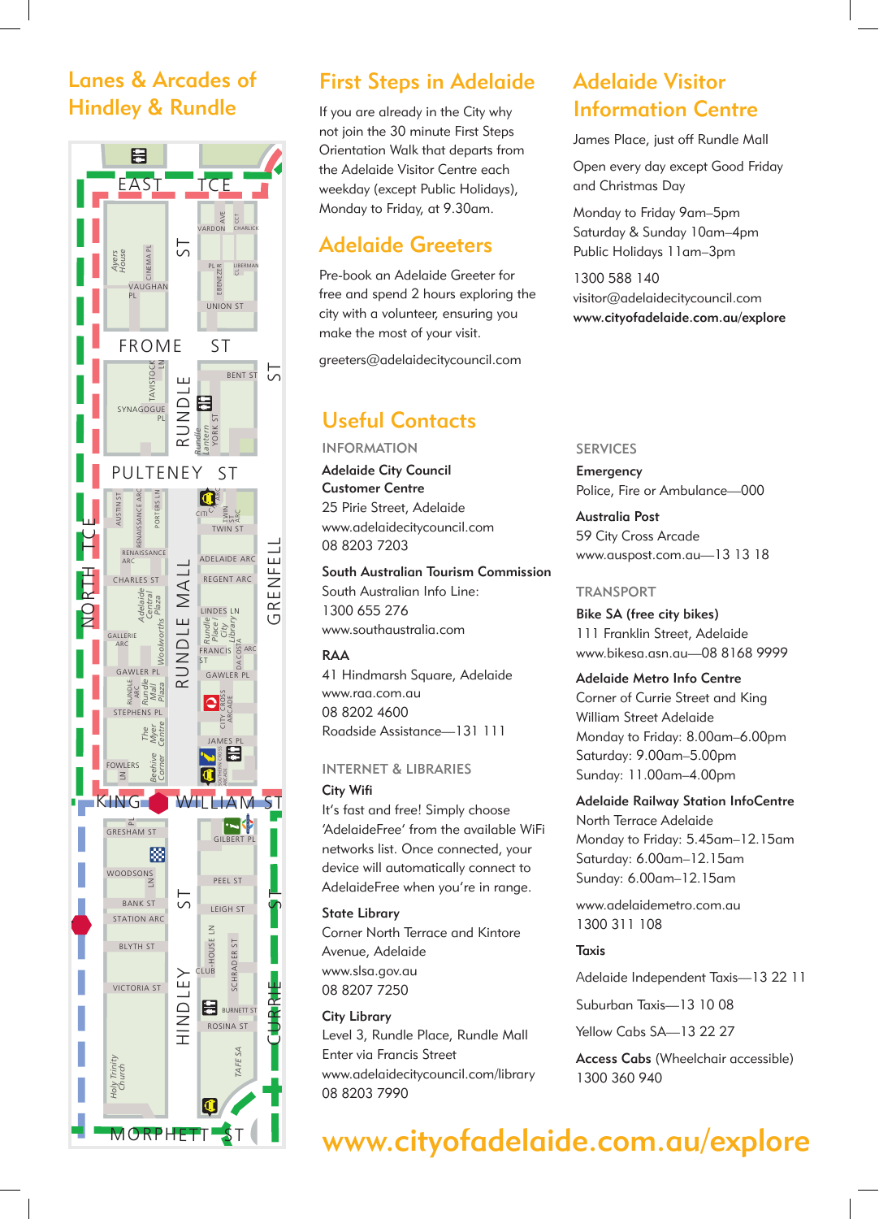## Lanes & Arcades of Hindley & Rundle

EAST TCE

FROME ST

RUNDLE ST

PULTENEY ST

NORTH TCE

RUNDLE MALL

GRENFELL ST

KING WILLIAM ST

HINDLEY ST

CURRIE ST

MORPHETT ST

Ayers House, CINEMA PL, VAUGHAN PL, VARDON AVE, CHARLICK CCT, EBENEZER PL, LIBERMAN CL, UNION ST, TAVISTOCK LN, SYNAGOGUE PL, BENT ST, Rundle Lantern, YORK ST, AUSTIN ST, RENAISSANCE ARC, PORTERS LN, CITI CENTRE ARC, TWIN ST ARC, TWIN ST, RENAISSANCE ARC, CHARLES ST, ADELAIDE ARC, REGENT ARC, Adelaide Central Plaza, GALLERIE ARC, Woolworths, LINDES LN, Rundle Place / City Library, FRANCIS ST, DA COSTA ARC, GAWLER PL, GAWLER PL, RUNDLE ARC, Rundle Mall Plaza, STEPHENS PL, CITY CROSS ARCADE, The Myer Centre, JAMES PL, FOWLERS LN, Beehive Corner, SOUTHERN CROSS ARCADE, GRESHAM ST, GILBERT PL, WOODSONS LN, PEEL ST, BANK ST, LEIGH ST, STATION ARC, BLYTH ST, HOUSE LN, CLUB, SCHRADER ST, VICTORIA ST, BURNETT ST, ROSINA ST, Holy Trinity Church, TAFE SA

## First Steps in Adelaide

If you are already in the City why not join the 30 minute First Steps Orientation Walk that departs from the Adelaide Visitor Centre each weekday (except Public Holidays), Monday to Friday, at 9.30am.

## Adelaide Greeters

Pre-book an Adelaide Greeter for free and spend 2 hours exploring the city with a volunteer, ensuring you make the most of your visit.

greeters@adelaidecitycouncil.com

## Adelaide Visitor Information Centre

James Place, just off Rundle Mall

Open every day except Good Friday and Christmas Day

Monday to Friday 9am–5pm
Saturday & Sunday 10am–4pm
Public Holidays 11am–3pm

1300 588 140
visitor@adelaidecitycouncil.com
**www.cityofadelaide.com.au/explore**

## Useful Contacts

### INFORMATION

**Adelaide City Council Customer Centre**
25 Pirie Street, Adelaide
www.adelaidecitycouncil.com
08 8203 7203

**South Australian Tourism Commission**
South Australian Info Line:
1300 655 276
www.southaustralia.com

**RAA**
41 Hindmarsh Square, Adelaide
www.raa.com.au
08 8202 4600
Roadside Assistance—131 111

### INTERNET & LIBRARIES

**City Wifi**
It's fast and free! Simply choose 'AdelaideFree' from the available WiFi networks list. Once connected, your device will automatically connect to AdelaideFree when you're in range.

**State Library**
Corner North Terrace and Kintore Avenue, Adelaide
www.slsa.gov.au
08 8207 7250

**City Library**
Level 3, Rundle Place, Rundle Mall
Enter via Francis Street
www.adelaidecitycouncil.com/library
08 8203 7990

### SERVICES

**Emergency**
Police, Fire or Ambulance—000

**Australia Post**
59 City Cross Arcade
www.auspost.com.au—13 13 18

### TRANSPORT

**Bike SA (free city bikes)**
111 Franklin Street, Adelaide
www.bikesa.asn.au—08 8168 9999

**Adelaide Metro Info Centre**
Corner of Currie Street and King William Street Adelaide
Monday to Friday: 8.00am–6.00pm
Saturday: 9.00am–5.00pm
Sunday: 11.00am–4.00pm

**Adelaide Railway Station InfoCentre**
North Terrace Adelaide
Monday to Friday: 5.45am–12.15am
Saturday: 6.00am–12.15am
Sunday: 6.00am–12.15am

www.adelaidemetro.com.au
1300 311 108

**Taxis**

Adelaide Independent Taxis—13 22 11

Suburban Taxis—13 10 08

Yellow Cabs SA—13 22 27

**Access Cabs** (Wheelchair accessible)
1300 360 940

**www.cityofadelaide.com.au/explore**